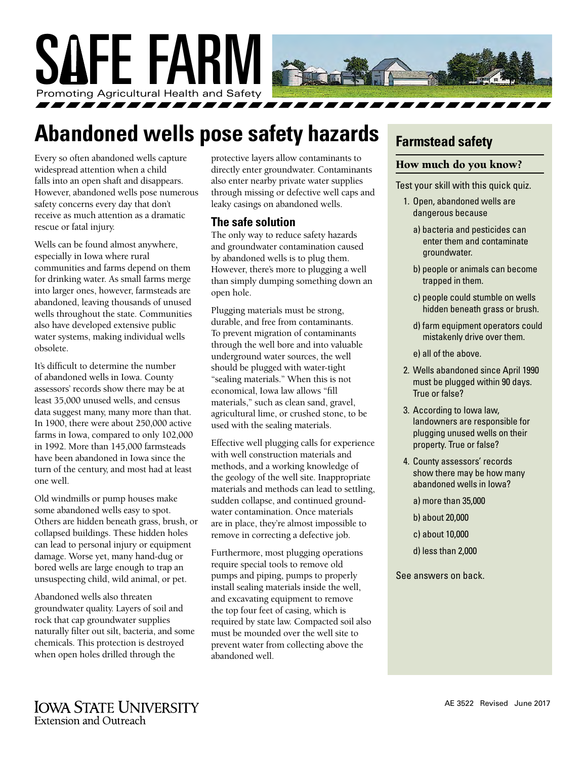# SAFE FARM

Promoting Agricultural Health and Safety

## Abandoned wells pose safety hazards

Every so often abandoned wells capture widespread attention when a child falls into an open shaft and disappears. However, abandoned wells pose numerous safety concerns every day that don't receive as much attention as a dramatic rescue or fatal injury.

Wells can be found almost anywhere, especially in Iowa where rural communities and farms depend on them for drinking water. As small farms merge into larger ones, however, farmsteads are abandoned, leaving thousands of unused wells throughout the state. Communities also have developed extensive public water systems, making individual wells obsolete.

It's difficult to determine the number of abandoned wells in Iowa. County assessors' records show there may be at least 35,000 unused wells, and census data suggest many, many more than that. In 1900, there were about 250,000 active farms in Iowa, compared to only 102,000 in 1992. More than 145,000 farmsteads have been abandoned in Iowa since the turn of the century, and most had at least one well.

Old windmills or pump houses make some abandoned wells easy to spot. Others are hidden beneath grass, brush, or collapsed buildings. These hidden holes can lead to personal injury or equipment damage. Worse yet, many hand-dug or bored wells are large enough to trap an unsuspecting child, wild animal, or pet.

Abandoned wells also threaten groundwater quality. Layers of soil and rock that cap groundwater supplies naturally filter out silt, bacteria, and some chemicals. This protection is destroyed when open holes drilled through the protective layers allow contaminants to directly enter groundwater. Contaminants also enter nearby private water supplies through missing or defective well caps and leaky casings on abandoned wells.

### The safe solution

The only way to reduce safety hazards and groundwater contamination caused by abandoned wells is to plug them. However, there's more to plugging a well than simply dumping something down an open hole.

Plugging materials must be strong, durable, and free from contaminants. To prevent migration of contaminants through the well bore and into valuable underground water sources, the well should be plugged with water-tight "sealing materials." When this is not economical, Iowa law allows "fill materials," such as clean sand, gravel, agricultural lime, or crushed stone, to be used with the sealing materials.

Effective well plugging calls for experience with well construction materials and methods, and a working knowledge of the geology of the well site. Inappropriate materials and methods can lead to settling, sudden collapse, and continued groundwater contamination. Once materials are in place, they're almost impossible to remove in correcting a defective job.

Furthermore, most plugging operations require special tools to remove old pumps and piping, pumps to properly install sealing materials inside the well, and excavating equipment to remove the top four feet of casing, which is required by state law. Compacted soil also must be mounded over the well site to prevent water from collecting above the abandoned well.

## Farmstead safety

### How much do you know?

Test your skill with this quick quiz.

1. Open, abandoned wells are dangerous because
   a) bacteria and pesticides can enter them and contaminate groundwater.
   b) people or animals can become trapped in them.
   c) people could stumble on wells hidden beneath grass or brush.
   d) farm equipment operators could mistakenly drive over them.
   e) all of the above.
2. Wells abandoned since April 1990 must be plugged within 90 days. True or false?
3. According to Iowa law, landowners are responsible for plugging unused wells on their property. True or false?
4. County assessors' records show there may be how many abandoned wells in Iowa?
   a) more than 35,000
   b) about 20,000
   c) about 10,000
   d) less than 2,000

See answers on back.

IOWA STATE UNIVERSITY
Extension and Outreach

AE 3522 Revised June 2017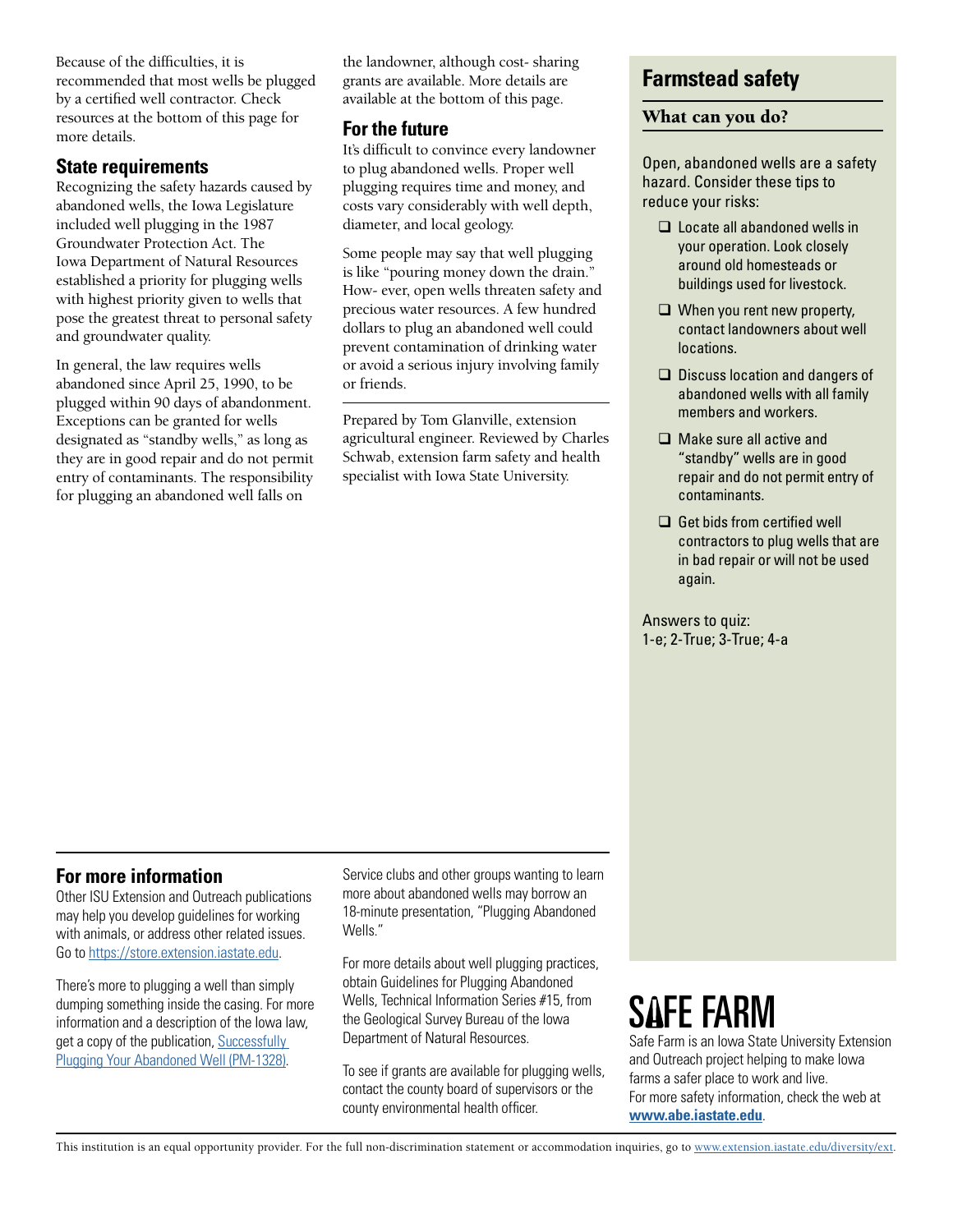Because of the difficulties, it is recommended that most wells be plugged by a certified well contractor. Check resources at the bottom of this page for more details.

## State requirements

Recognizing the safety hazards caused by abandoned wells, the Iowa Legislature included well plugging in the 1987 Groundwater Protection Act. The Iowa Department of Natural Resources established a priority for plugging wells with highest priority given to wells that pose the greatest threat to personal safety and groundwater quality.

In general, the law requires wells abandoned since April 25, 1990, to be plugged within 90 days of abandonment. Exceptions can be granted for wells designated as "standby wells," as long as they are in good repair and do not permit entry of contaminants. The responsibility for plugging an abandoned well falls on the landowner, although cost- sharing grants are available. More details are available at the bottom of this page.

## For the future

It's difficult to convince every landowner to plug abandoned wells. Proper well plugging requires time and money, and costs vary considerably with well depth, diameter, and local geology.

Some people may say that well plugging is like "pouring money down the drain." How- ever, open wells threaten safety and precious water resources. A few hundred dollars to plug an abandoned well could prevent contamination of drinking water or avoid a serious injury involving family or friends.

Prepared by Tom Glanville, extension agricultural engineer. Reviewed by Charles Schwab, extension farm safety and health specialist with Iowa State University.

## Farmstead safety

### What can you do?

Open, abandoned wells are a safety hazard. Consider these tips to reduce your risks:

- ☐ Locate all abandoned wells in your operation. Look closely around old homesteads or buildings used for livestock.
- ☐ When you rent new property, contact landowners about well locations.
- ☐ Discuss location and dangers of abandoned wells with all family members and workers.
- ☐ Make sure all active and "standby" wells are in good repair and do not permit entry of contaminants.
- ☐ Get bids from certified well contractors to plug wells that are in bad repair or will not be used again.

Answers to quiz:
1-e; 2-True; 3-True; 4-a

## For more information

Other ISU Extension and Outreach publications may help you develop guidelines for working with animals, or address other related issues. Go to https://store.extension.iastate.edu.

There's more to plugging a well than simply dumping something inside the casing. For more information and a description of the Iowa law, get a copy of the publication, Successfully Plugging Your Abandoned Well (PM-1328).

Service clubs and other groups wanting to learn more about abandoned wells may borrow an 18-minute presentation, "Plugging Abandoned Wells."

For more details about well plugging practices, obtain Guidelines for Plugging Abandoned Wells, Technical Information Series #15, from the Geological Survey Bureau of the Iowa Department of Natural Resources.

To see if grants are available for plugging wells, contact the county board of supervisors or the county environmental health officer.

**SAFE FARM**

Safe Farm is an Iowa State University Extension and Outreach project helping to make Iowa farms a safer place to work and live. For more safety information, check the web at **www.abe.iastate.edu**.

This institution is an equal opportunity provider. For the full non-discrimination statement or accommodation inquiries, go to www.extension.iastate.edu/diversity/ext.